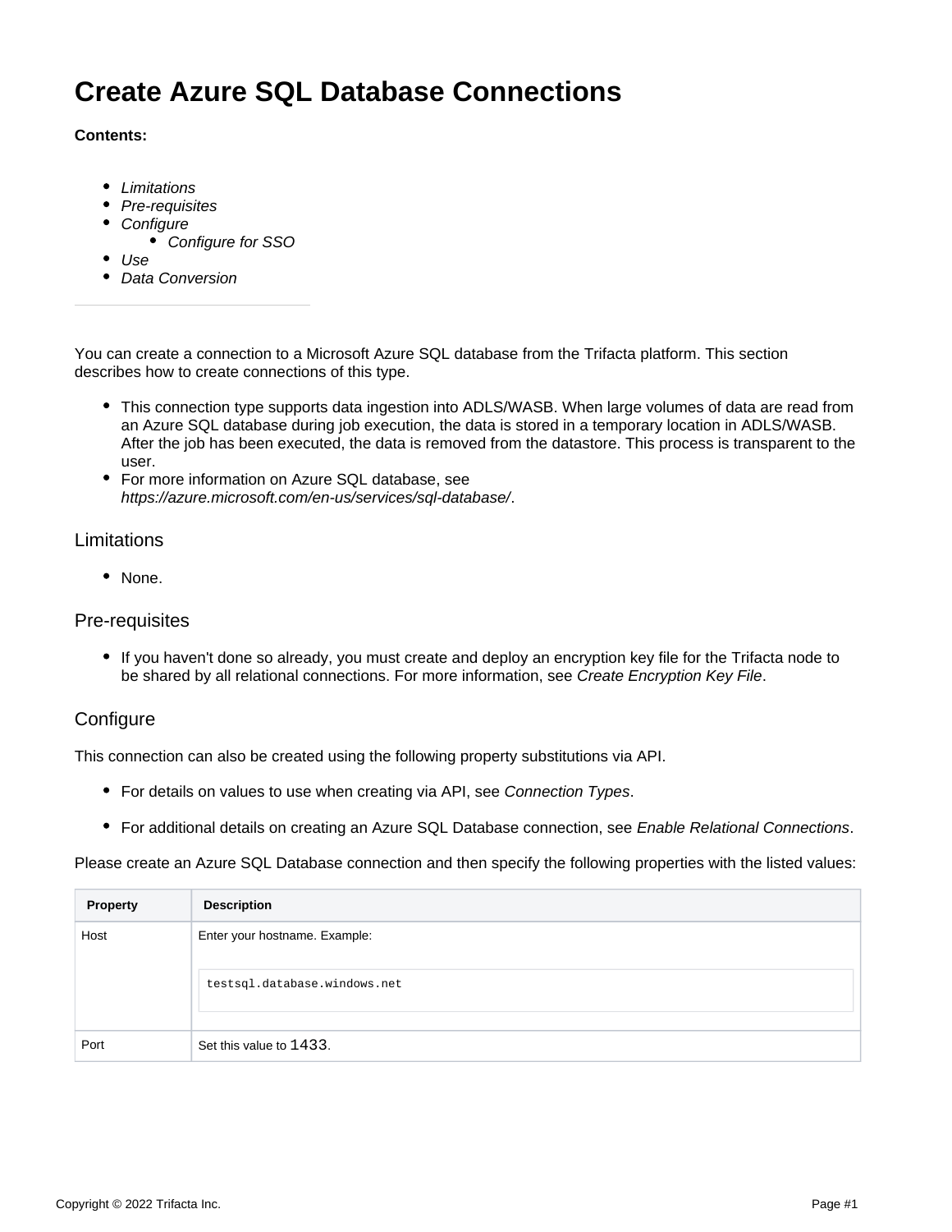# Create Azure SQL Database Connections

**Contents:**

- *Limitations*
- *Pre-requisites*
- *Configure*
  - *Configure for SSO*
- *Use*
- *Data Conversion*

---

You can create a connection to a Microsoft Azure SQL database from the Trifacta platform. This section describes how to create connections of this type.

- This connection type supports data ingestion into ADLS/WASB. When large volumes of data are read from an Azure SQL database during job execution, the data is stored in a temporary location in ADLS/WASB. After the job has been executed, the data is removed from the datastore. This process is transparent to the user.
- For more information on Azure SQL database, see *https://azure.microsoft.com/en-us/services/sql-database/*.

## Limitations

- None.

## Pre-requisites

- If you haven't done so already, you must create and deploy an encryption key file for the Trifacta node to be shared by all relational connections. For more information, see *Create Encryption Key File*.

## Configure

This connection can also be created using the following property substitutions via API.

- For details on values to use when creating via API, see *Connection Types*.
- For additional details on creating an Azure SQL Database connection, see *Enable Relational Connections*.

Please create an Azure SQL Database connection and then specify the following properties with the listed values:

| Property | Description |
|---|---|
| Host | Enter your hostname. Example: `testsql.database.windows.net` |
| Port | Set this value to `1433`. |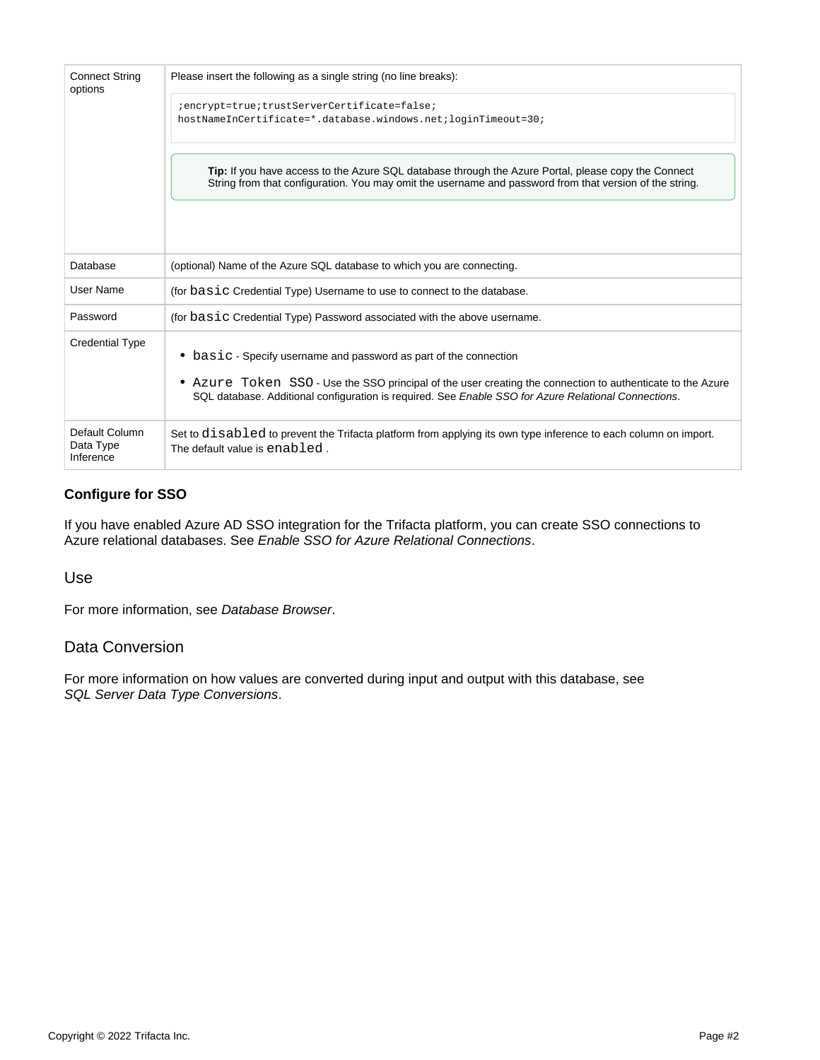| | |
|---|---|
| Connect String options | Please insert the following as a single string (no line breaks):<br>`;encrypt=true;trustServerCertificate=false;`<br>`hostNameInCertificate=*.database.windows.net;loginTimeout=30;`<br><br>**Tip:** If you have access to the Azure SQL database through the Azure Portal, please copy the Connect String from that configuration. You may omit the username and password from that version of the string. |
| Database | (optional) Name of the Azure SQL database to which you are connecting. |
| User Name | (for `basic` Credential Type) Username to use to connect to the database. |
| Password | (for `basic` Credential Type) Password associated with the above username. |
| Credential Type | • `basic` - Specify username and password as part of the connection<br>• `Azure Token SSO` - Use the SSO principal of the user creating the connection to authenticate to the Azure SQL database. Additional configuration is required. See *Enable SSO for Azure Relational Connections*. |
| Default Column Data Type Inference | Set to `disabled` to prevent the Trifacta platform from applying its own type inference to each column on import. The default value is `enabled` . |

#### Configure for SSO

If you have enabled Azure AD SSO integration for the Trifacta platform, you can create SSO connections to Azure relational databases. See *Enable SSO for Azure Relational Connections*.

## Use

For more information, see *Database Browser*.

## Data Conversion

For more information on how values are converted during input and output with this database, see *SQL Server Data Type Conversions*.